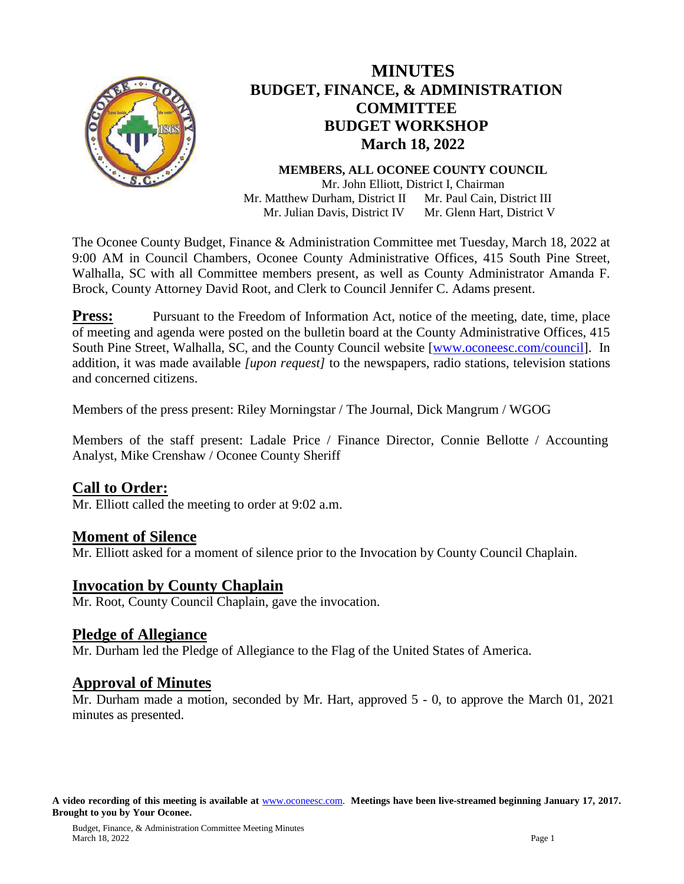# MINUTES
# BUDGET, FINANCE, & ADMINISTRATION COMMITTEE
# BUDGET WORKSHOP
# March 18, 2022

**MEMBERS, ALL OCONEE COUNTY COUNCIL**

Mr. John Elliott, District I, Chairman
Mr. Matthew Durham, District II Mr. Paul Cain, District III
Mr. Julian Davis, District IV Mr. Glenn Hart, District V

The Oconee County Budget, Finance & Administration Committee met Tuesday, March 18, 2022 at 9:00 AM in Council Chambers, Oconee County Administrative Offices, 415 South Pine Street, Walhalla, SC with all Committee members present, as well as County Administrator Amanda F. Brock, County Attorney David Root, and Clerk to Council Jennifer C. Adams present.

**Press:** Pursuant to the Freedom of Information Act, notice of the meeting, date, time, place of meeting and agenda were posted on the bulletin board at the County Administrative Offices, 415 South Pine Street, Walhalla, SC, and the County Council website [www.oconeesc.com/council]. In addition, it was made available *[upon request]* to the newspapers, radio stations, television stations and concerned citizens.

Members of the press present: Riley Morningstar / The Journal, Dick Mangrum / WGOG

Members of the staff present: Ladale Price / Finance Director, Connie Bellotte / Accounting Analyst, Mike Crenshaw / Oconee County Sheriff

## Call to Order:

Mr. Elliott called the meeting to order at 9:02 a.m.

## Moment of Silence

Mr. Elliott asked for a moment of silence prior to the Invocation by County Council Chaplain.

## Invocation by County Chaplain

Mr. Root, County Council Chaplain, gave the invocation.

## Pledge of Allegiance

Mr. Durham led the Pledge of Allegiance to the Flag of the United States of America.

## Approval of Minutes

Mr. Durham made a motion, seconded by Mr. Hart, approved 5 - 0, to approve the March 01, 2021 minutes as presented.

**A video recording of this meeting is available at** www.oconeesc.com. **Meetings have been live-streamed beginning January 17, 2017. Brought to you by Your Oconee.**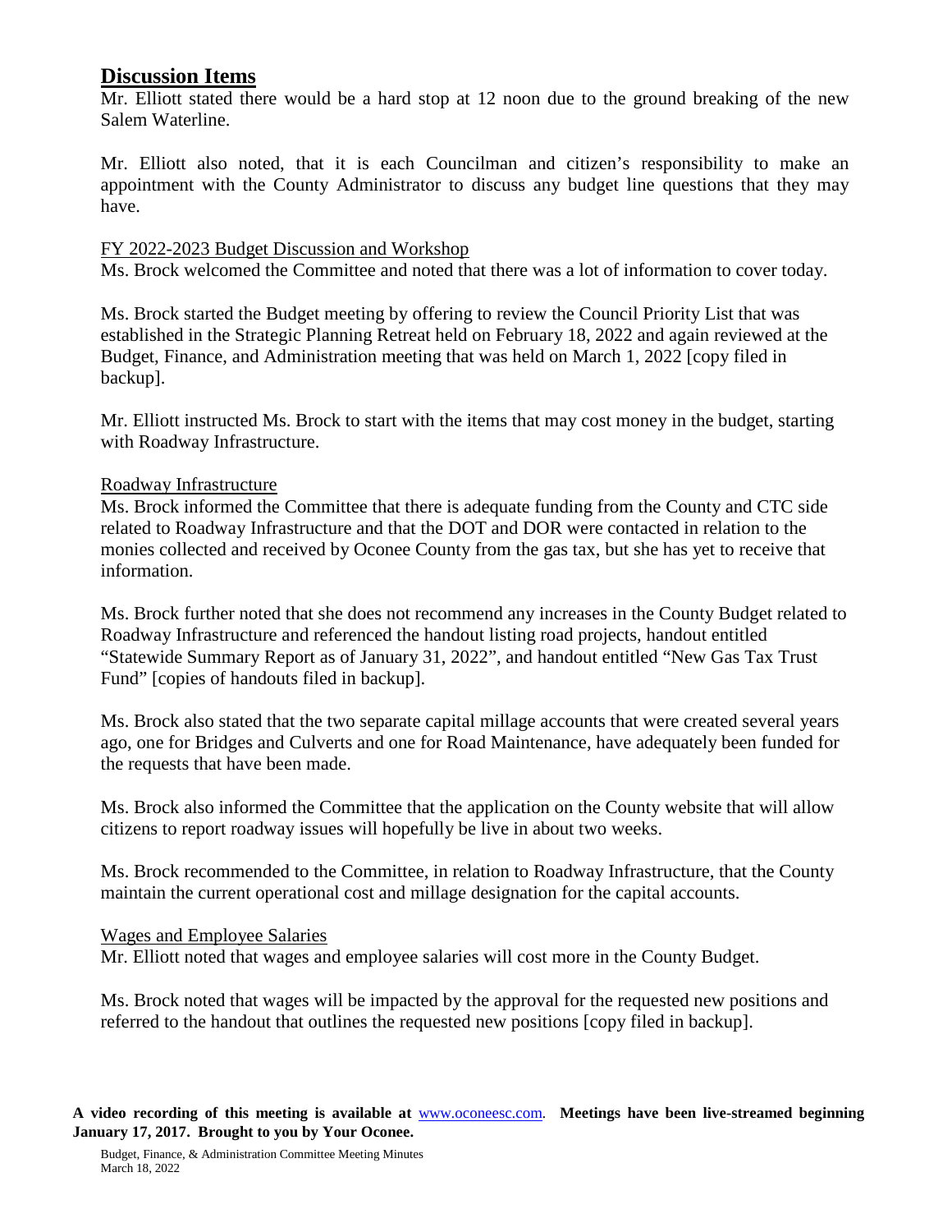## Discussion Items

Mr. Elliott stated there would be a hard stop at 12 noon due to the ground breaking of the new Salem Waterline.

Mr. Elliott also noted, that it is each Councilman and citizen's responsibility to make an appointment with the County Administrator to discuss any budget line questions that they may have.

FY 2022-2023 Budget Discussion and Workshop

Ms. Brock welcomed the Committee and noted that there was a lot of information to cover today.

Ms. Brock started the Budget meeting by offering to review the Council Priority List that was established in the Strategic Planning Retreat held on February 18, 2022 and again reviewed at the Budget, Finance, and Administration meeting that was held on March 1, 2022 [copy filed in backup].

Mr. Elliott instructed Ms. Brock to start with the items that may cost money in the budget, starting with Roadway Infrastructure.

Roadway Infrastructure

Ms. Brock informed the Committee that there is adequate funding from the County and CTC side related to Roadway Infrastructure and that the DOT and DOR were contacted in relation to the monies collected and received by Oconee County from the gas tax, but she has yet to receive that information.

Ms. Brock further noted that she does not recommend any increases in the County Budget related to Roadway Infrastructure and referenced the handout listing road projects, handout entitled "Statewide Summary Report as of January 31, 2022", and handout entitled "New Gas Tax Trust Fund" [copies of handouts filed in backup].

Ms. Brock also stated that the two separate capital millage accounts that were created several years ago, one for Bridges and Culverts and one for Road Maintenance, have adequately been funded for the requests that have been made.

Ms. Brock also informed the Committee that the application on the County website that will allow citizens to report roadway issues will hopefully be live in about two weeks.

Ms. Brock recommended to the Committee, in relation to Roadway Infrastructure, that the County maintain the current operational cost and millage designation for the capital accounts.

Wages and Employee Salaries

Mr. Elliott noted that wages and employee salaries will cost more in the County Budget.

Ms. Brock noted that wages will be impacted by the approval for the requested new positions and referred to the handout that outlines the requested new positions [copy filed in backup].

**A video recording of this meeting is available at** www.oconeesc.com. **Meetings have been live-streamed beginning January 17, 2017. Brought to you by Your Oconee.**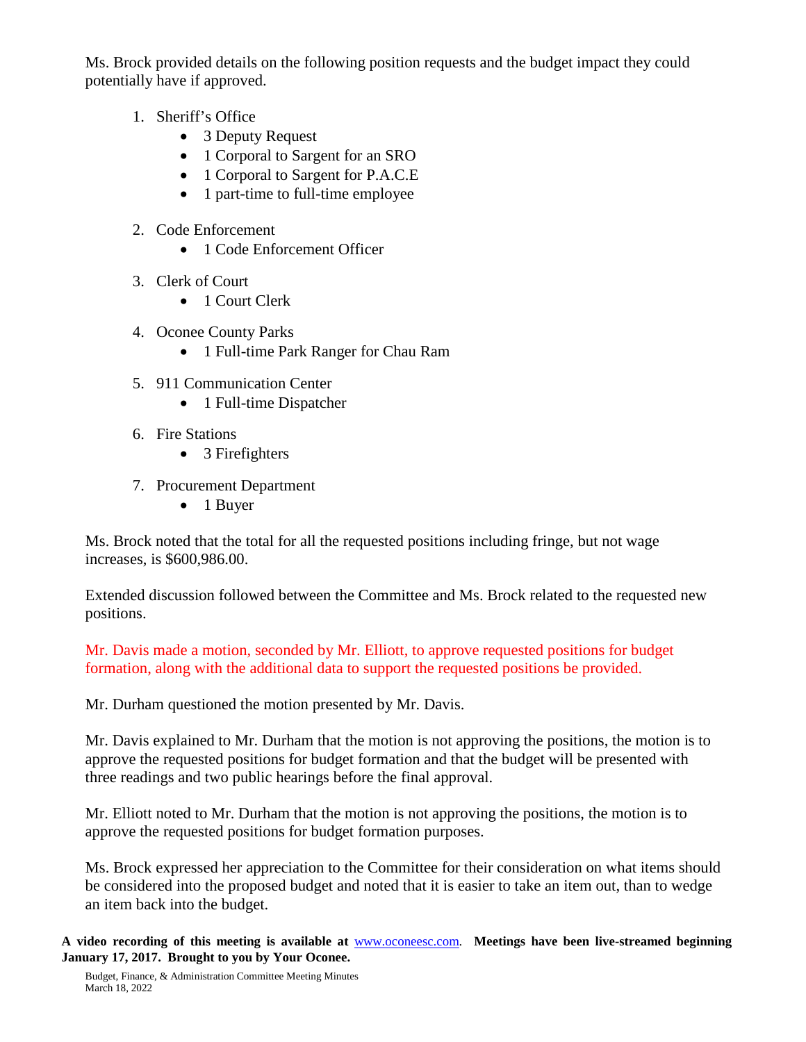Ms. Brock provided details on the following position requests and the budget impact they could potentially have if approved.

1. Sheriff's Office
   - 3 Deputy Request
   - 1 Corporal to Sargent for an SRO
   - 1 Corporal to Sargent for P.A.C.E
   - 1 part-time to full-time employee

2. Code Enforcement
   - 1 Code Enforcement Officer

3. Clerk of Court
   - 1 Court Clerk

4. Oconee County Parks
   - 1 Full-time Park Ranger for Chau Ram

5. 911 Communication Center
   - 1 Full-time Dispatcher

6. Fire Stations
   - 3 Firefighters

7. Procurement Department
   - 1 Buyer

Ms. Brock noted that the total for all the requested positions including fringe, but not wage increases, is $600,986.00.

Extended discussion followed between the Committee and Ms. Brock related to the requested new positions.

Mr. Davis made a motion, seconded by Mr. Elliott, to approve requested positions for budget formation, along with the additional data to support the requested positions be provided.

Mr. Durham questioned the motion presented by Mr. Davis.

Mr. Davis explained to Mr. Durham that the motion is not approving the positions, the motion is to approve the requested positions for budget formation and that the budget will be presented with three readings and two public hearings before the final approval.

Mr. Elliott noted to Mr. Durham that the motion is not approving the positions, the motion is to approve the requested positions for budget formation purposes.

Ms. Brock expressed her appreciation to the Committee for their consideration on what items should be considered into the proposed budget and noted that it is easier to take an item out, than to wedge an item back into the budget.

**A video recording of this meeting is available at** www.oconeesc.com. **Meetings have been live-streamed beginning January 17, 2017. Brought to you by Your Oconee.**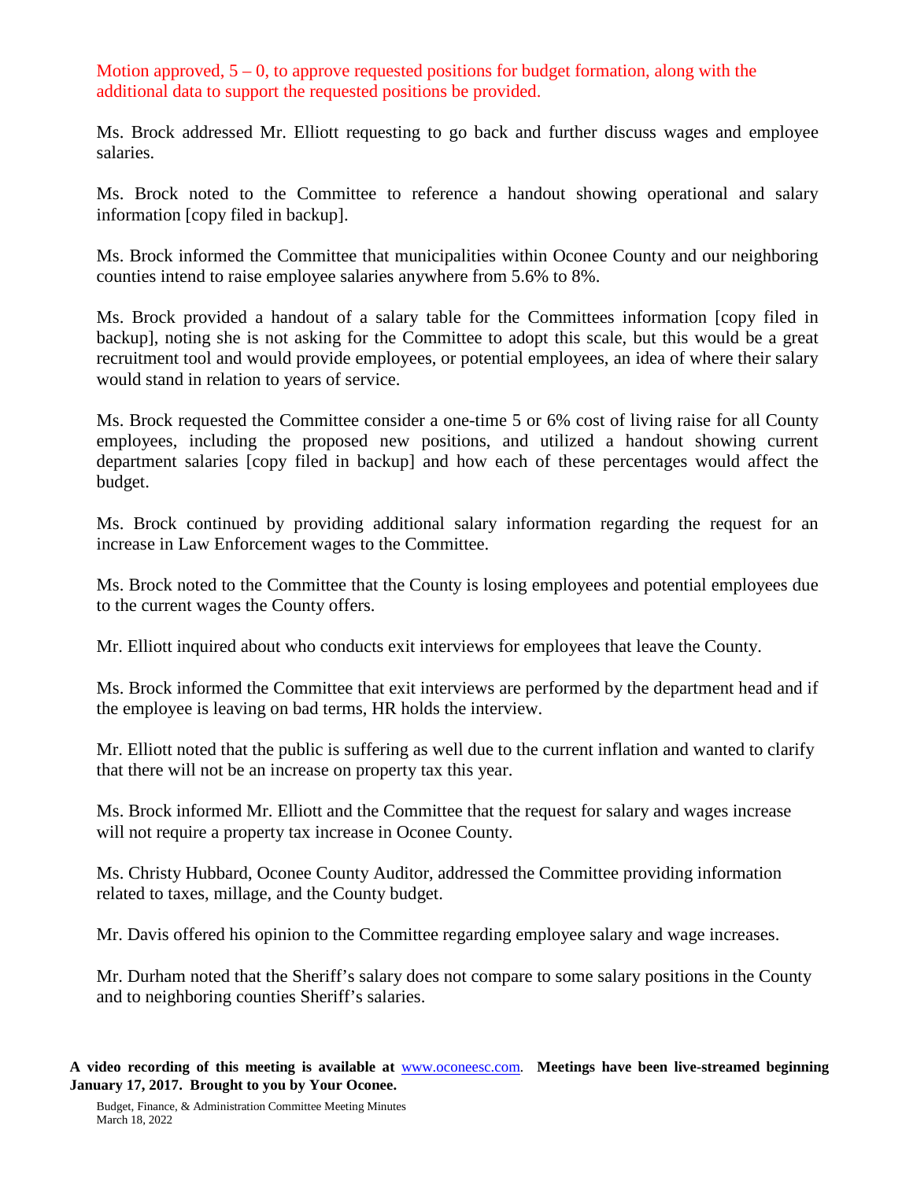Motion approved, 5 – 0, to approve requested positions for budget formation, along with the additional data to support the requested positions be provided.

Ms. Brock addressed Mr. Elliott requesting to go back and further discuss wages and employee salaries.

Ms. Brock noted to the Committee to reference a handout showing operational and salary information [copy filed in backup].

Ms. Brock informed the Committee that municipalities within Oconee County and our neighboring counties intend to raise employee salaries anywhere from 5.6% to 8%.

Ms. Brock provided a handout of a salary table for the Committees information [copy filed in backup], noting she is not asking for the Committee to adopt this scale, but this would be a great recruitment tool and would provide employees, or potential employees, an idea of where their salary would stand in relation to years of service.

Ms. Brock requested the Committee consider a one-time 5 or 6% cost of living raise for all County employees, including the proposed new positions, and utilized a handout showing current department salaries [copy filed in backup] and how each of these percentages would affect the budget.

Ms. Brock continued by providing additional salary information regarding the request for an increase in Law Enforcement wages to the Committee.

Ms. Brock noted to the Committee that the County is losing employees and potential employees due to the current wages the County offers.

Mr. Elliott inquired about who conducts exit interviews for employees that leave the County.

Ms. Brock informed the Committee that exit interviews are performed by the department head and if the employee is leaving on bad terms, HR holds the interview.

Mr. Elliott noted that the public is suffering as well due to the current inflation and wanted to clarify that there will not be an increase on property tax this year.

Ms. Brock informed Mr. Elliott and the Committee that the request for salary and wages increase will not require a property tax increase in Oconee County.

Ms. Christy Hubbard, Oconee County Auditor, addressed the Committee providing information related to taxes, millage, and the County budget.

Mr. Davis offered his opinion to the Committee regarding employee salary and wage increases.

Mr. Durham noted that the Sheriff's salary does not compare to some salary positions in the County and to neighboring counties Sheriff's salaries.

**A video recording of this meeting is available at www.oconeesc.com. Meetings have been live-streamed beginning January 17, 2017. Brought to you by Your Oconee.**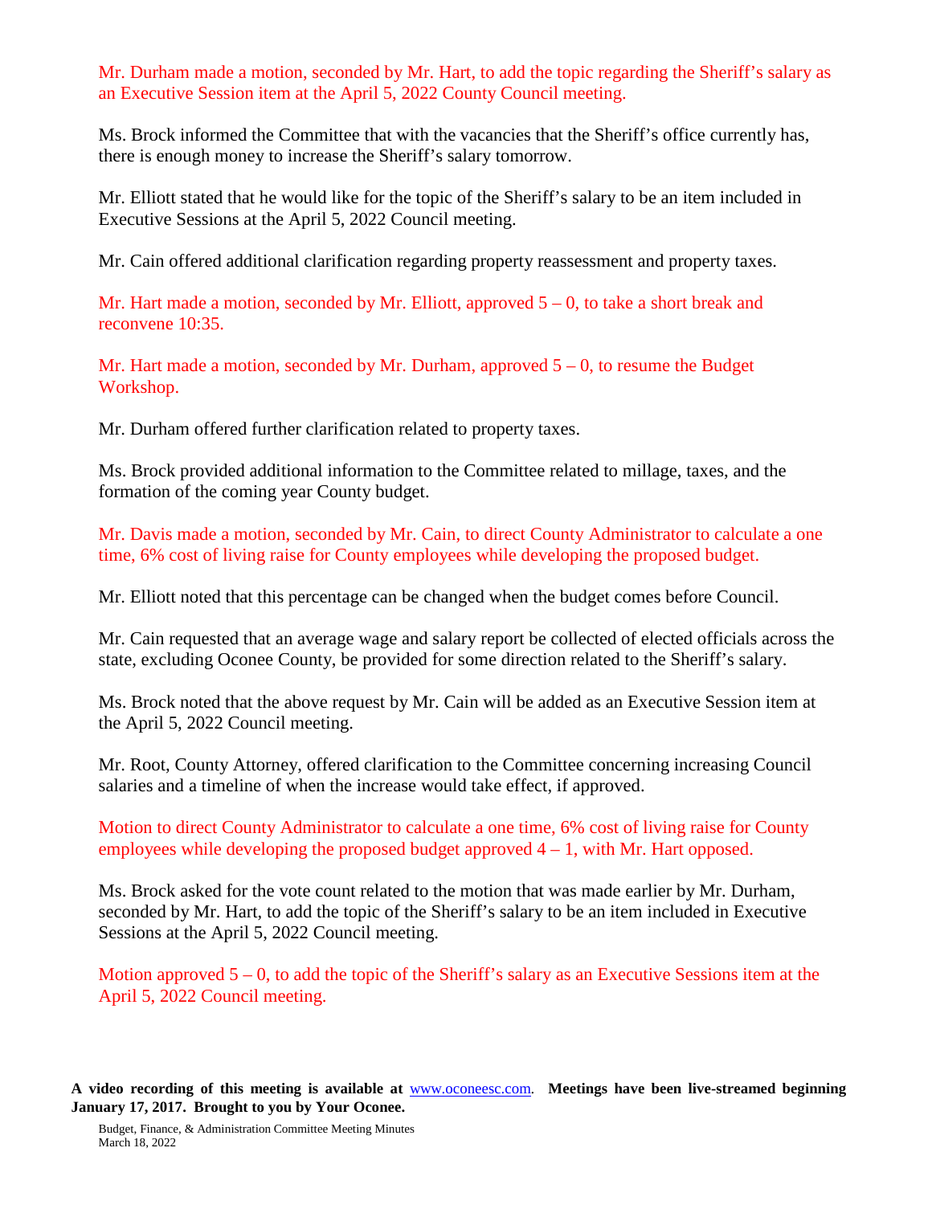Mr. Durham made a motion, seconded by Mr. Hart, to add the topic regarding the Sheriff's salary as an Executive Session item at the April 5, 2022 County Council meeting.

Ms. Brock informed the Committee that with the vacancies that the Sheriff's office currently has, there is enough money to increase the Sheriff's salary tomorrow.

Mr. Elliott stated that he would like for the topic of the Sheriff's salary to be an item included in Executive Sessions at the April 5, 2022 Council meeting.

Mr. Cain offered additional clarification regarding property reassessment and property taxes.

Mr. Hart made a motion, seconded by Mr. Elliott, approved 5 – 0, to take a short break and reconvene 10:35.

Mr. Hart made a motion, seconded by Mr. Durham, approved 5 – 0, to resume the Budget Workshop.

Mr. Durham offered further clarification related to property taxes.

Ms. Brock provided additional information to the Committee related to millage, taxes, and the formation of the coming year County budget.

Mr. Davis made a motion, seconded by Mr. Cain, to direct County Administrator to calculate a one time, 6% cost of living raise for County employees while developing the proposed budget.

Mr. Elliott noted that this percentage can be changed when the budget comes before Council.

Mr. Cain requested that an average wage and salary report be collected of elected officials across the state, excluding Oconee County, be provided for some direction related to the Sheriff's salary.

Ms. Brock noted that the above request by Mr. Cain will be added as an Executive Session item at the April 5, 2022 Council meeting.

Mr. Root, County Attorney, offered clarification to the Committee concerning increasing Council salaries and a timeline of when the increase would take effect, if approved.

Motion to direct County Administrator to calculate a one time, 6% cost of living raise for County employees while developing the proposed budget approved 4 – 1, with Mr. Hart opposed.

Ms. Brock asked for the vote count related to the motion that was made earlier by Mr. Durham, seconded by Mr. Hart, to add the topic of the Sheriff's salary to be an item included in Executive Sessions at the April 5, 2022 Council meeting.

Motion approved 5 – 0, to add the topic of the Sheriff's salary as an Executive Sessions item at the April 5, 2022 Council meeting.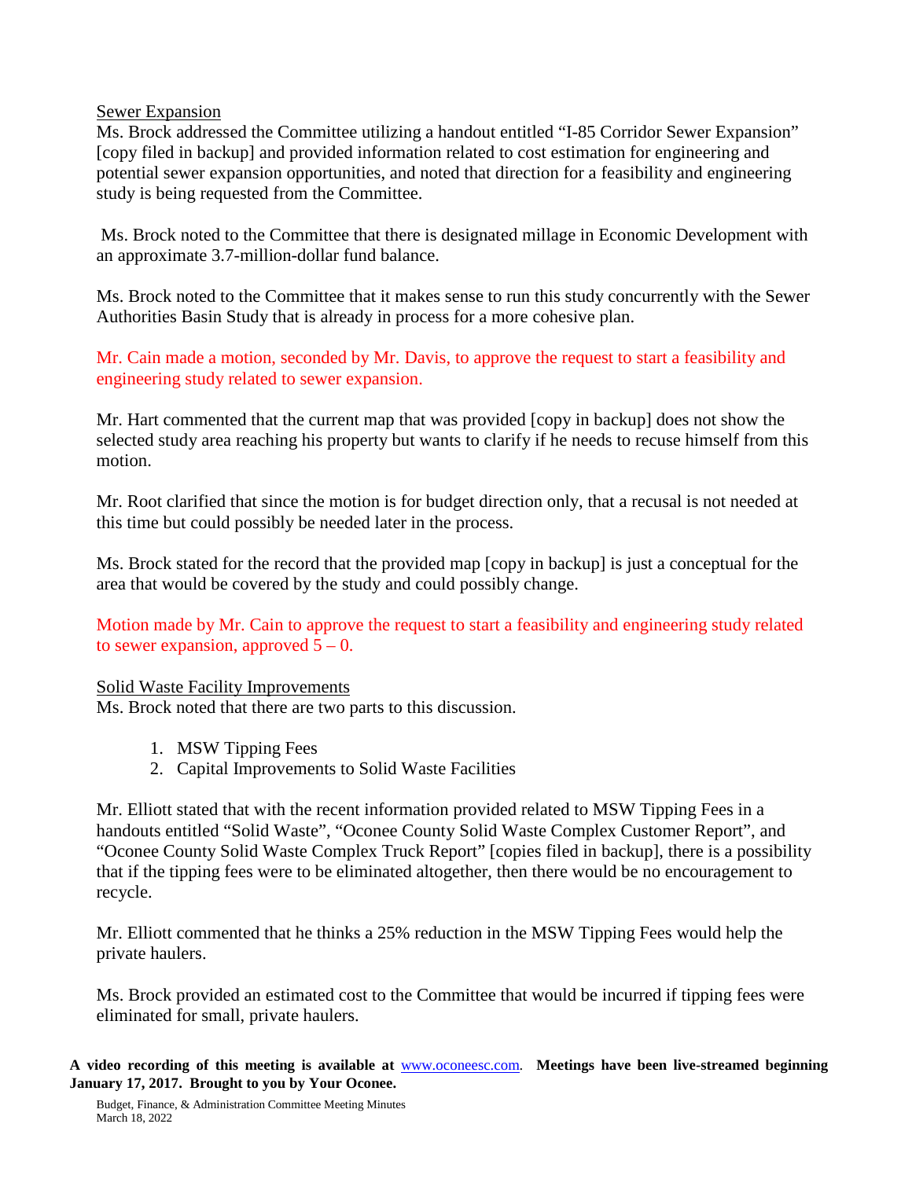Sewer Expansion

Ms. Brock addressed the Committee utilizing a handout entitled "I-85 Corridor Sewer Expansion" [copy filed in backup] and provided information related to cost estimation for engineering and potential sewer expansion opportunities, and noted that direction for a feasibility and engineering study is being requested from the Committee.

Ms. Brock noted to the Committee that there is designated millage in Economic Development with an approximate 3.7-million-dollar fund balance.

Ms. Brock noted to the Committee that it makes sense to run this study concurrently with the Sewer Authorities Basin Study that is already in process for a more cohesive plan.

Mr. Cain made a motion, seconded by Mr. Davis, to approve the request to start a feasibility and engineering study related to sewer expansion.

Mr. Hart commented that the current map that was provided [copy in backup] does not show the selected study area reaching his property but wants to clarify if he needs to recuse himself from this motion.

Mr. Root clarified that since the motion is for budget direction only, that a recusal is not needed at this time but could possibly be needed later in the process.

Ms. Brock stated for the record that the provided map [copy in backup] is just a conceptual for the area that would be covered by the study and could possibly change.

Motion made by Mr. Cain to approve the request to start a feasibility and engineering study related to sewer expansion, approved 5 – 0.

Solid Waste Facility Improvements

Ms. Brock noted that there are two parts to this discussion.

1. MSW Tipping Fees
2. Capital Improvements to Solid Waste Facilities

Mr. Elliott stated that with the recent information provided related to MSW Tipping Fees in a handouts entitled "Solid Waste", "Oconee County Solid Waste Complex Customer Report", and "Oconee County Solid Waste Complex Truck Report" [copies filed in backup], there is a possibility that if the tipping fees were to be eliminated altogether, then there would be no encouragement to recycle.

Mr. Elliott commented that he thinks a 25% reduction in the MSW Tipping Fees would help the private haulers.

Ms. Brock provided an estimated cost to the Committee that would be incurred if tipping fees were eliminated for small, private haulers.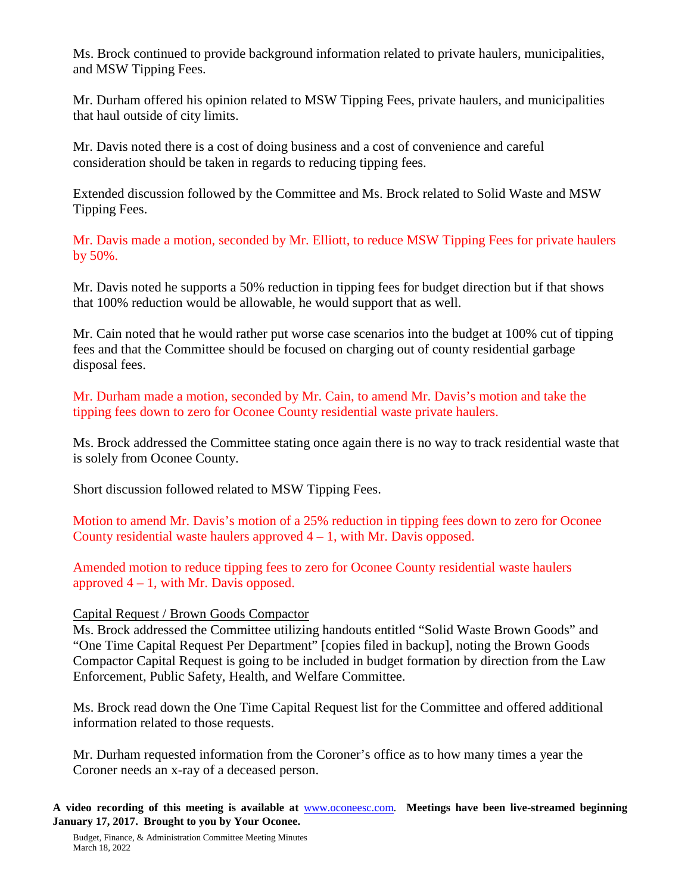Ms. Brock continued to provide background information related to private haulers, municipalities, and MSW Tipping Fees.

Mr. Durham offered his opinion related to MSW Tipping Fees, private haulers, and municipalities that haul outside of city limits.

Mr. Davis noted there is a cost of doing business and a cost of convenience and careful consideration should be taken in regards to reducing tipping fees.

Extended discussion followed by the Committee and Ms. Brock related to Solid Waste and MSW Tipping Fees.

Mr. Davis made a motion, seconded by Mr. Elliott, to reduce MSW Tipping Fees for private haulers by 50%.

Mr. Davis noted he supports a 50% reduction in tipping fees for budget direction but if that shows that 100% reduction would be allowable, he would support that as well.

Mr. Cain noted that he would rather put worse case scenarios into the budget at 100% cut of tipping fees and that the Committee should be focused on charging out of county residential garbage disposal fees.

Mr. Durham made a motion, seconded by Mr. Cain, to amend Mr. Davis's motion and take the tipping fees down to zero for Oconee County residential waste private haulers.

Ms. Brock addressed the Committee stating once again there is no way to track residential waste that is solely from Oconee County.

Short discussion followed related to MSW Tipping Fees.

Motion to amend Mr. Davis's motion of a 25% reduction in tipping fees down to zero for Oconee County residential waste haulers approved 4 – 1, with Mr. Davis opposed.

Amended motion to reduce tipping fees to zero for Oconee County residential waste haulers approved 4 – 1, with Mr. Davis opposed.

Capital Request / Brown Goods Compactor

Ms. Brock addressed the Committee utilizing handouts entitled "Solid Waste Brown Goods" and "One Time Capital Request Per Department" [copies filed in backup], noting the Brown Goods Compactor Capital Request is going to be included in budget formation by direction from the Law Enforcement, Public Safety, Health, and Welfare Committee.

Ms. Brock read down the One Time Capital Request list for the Committee and offered additional information related to those requests.

Mr. Durham requested information from the Coroner's office as to how many times a year the Coroner needs an x-ray of a deceased person.

**A video recording of this meeting is available at** www.oconeesc.com. **Meetings have been live-streamed beginning January 17, 2017. Brought to you by Your Oconee.**

Budget, Finance, & Administration Committee Meeting Minutes
March 18, 2022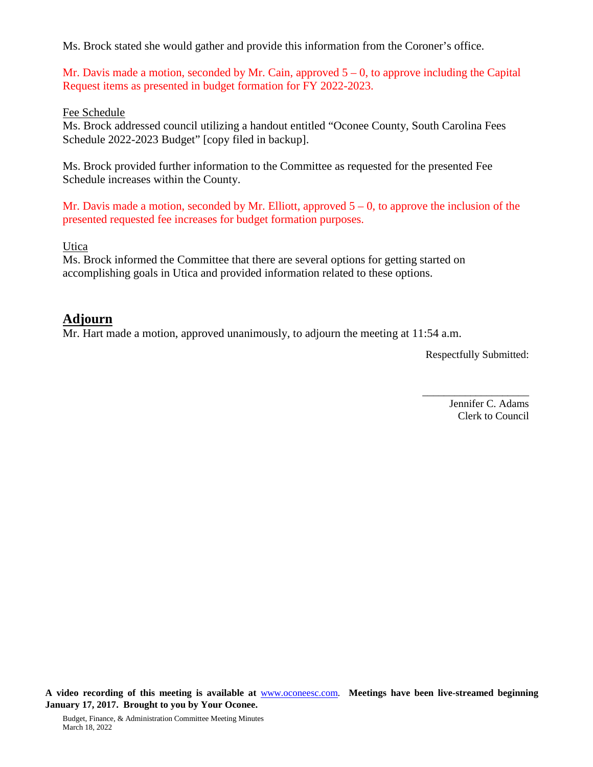Ms. Brock stated she would gather and provide this information from the Coroner's office.

Mr. Davis made a motion, seconded by Mr. Cain, approved 5 – 0, to approve including the Capital Request items as presented in budget formation for FY 2022-2023.

Fee Schedule

Ms. Brock addressed council utilizing a handout entitled "Oconee County, South Carolina Fees Schedule 2022-2023 Budget" [copy filed in backup].

Ms. Brock provided further information to the Committee as requested for the presented Fee Schedule increases within the County.

Mr. Davis made a motion, seconded by Mr. Elliott, approved 5 – 0, to approve the inclusion of the presented requested fee increases for budget formation purposes.

Utica

Ms. Brock informed the Committee that there are several options for getting started on accomplishing goals in Utica and provided information related to these options.

## Adjourn

Mr. Hart made a motion, approved unanimously, to adjourn the meeting at 11:54 a.m.

Respectfully Submitted:

\_\_\_\_\_\_\_\_\_\_\_\_\_\_\_\_\_\_\_\_

Jennifer C. Adams
Clerk to Council

**A video recording of this meeting is available at** www.oconeesc.com. **Meetings have been live-streamed beginning January 17, 2017. Brought to you by Your Oconee.**